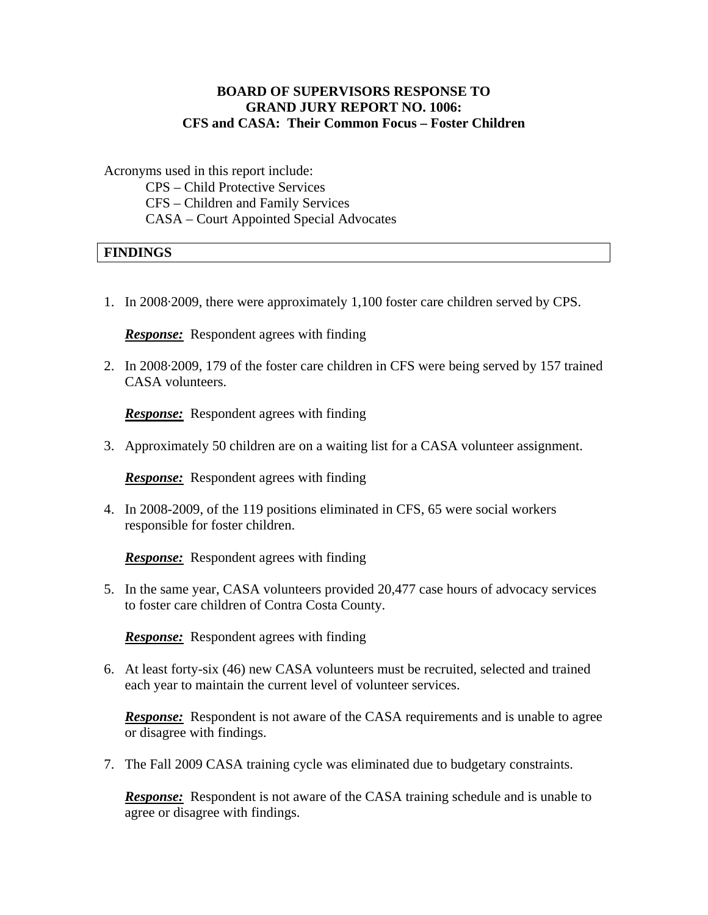**BOARD OF SUPERVISORS RESPONSE TO**
**GRAND JURY REPORT NO. 1006:**
**CFS and CASA: Their Common Focus – Foster Children**

Acronyms used in this report include:

- CPS – Child Protective Services
- CFS – Children and Family Services
- CASA – Court Appointed Special Advocates

## FINDINGS

1. In 2008·2009, there were approximately 1,100 foster care children served by CPS.

   ***Response:*** Respondent agrees with finding

2. In 2008·2009, 179 of the foster care children in CFS were being served by 157 trained CASA volunteers.

   ***Response:*** Respondent agrees with finding

3. Approximately 50 children are on a waiting list for a CASA volunteer assignment.

   ***Response:*** Respondent agrees with finding

4. In 2008-2009, of the 119 positions eliminated in CFS, 65 were social workers responsible for foster children.

   ***Response:*** Respondent agrees with finding

5. In the same year, CASA volunteers provided 20,477 case hours of advocacy services to foster care children of Contra Costa County.

   ***Response:*** Respondent agrees with finding

6. At least forty-six (46) new CASA volunteers must be recruited, selected and trained each year to maintain the current level of volunteer services.

   ***Response:*** Respondent is not aware of the CASA requirements and is unable to agree or disagree with findings.

7. The Fall 2009 CASA training cycle was eliminated due to budgetary constraints.

   ***Response:*** Respondent is not aware of the CASA training schedule and is unable to agree or disagree with findings.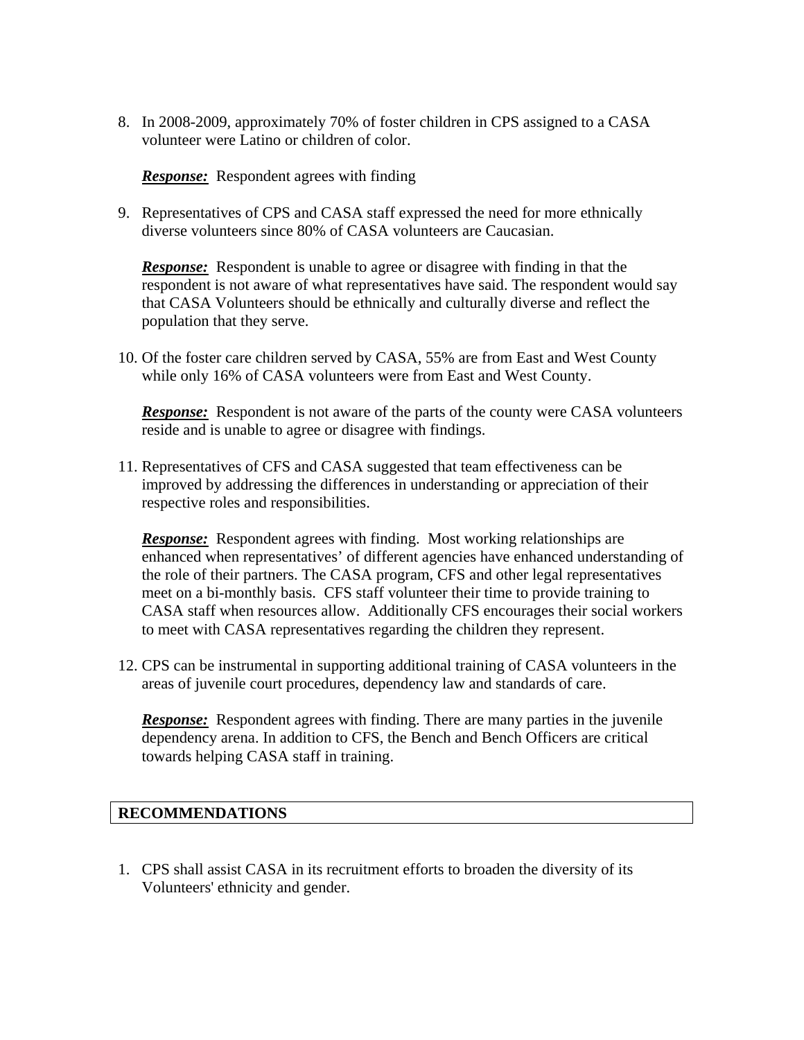8. In 2008-2009, approximately 70% of foster children in CPS assigned to a CASA volunteer were Latino or children of color.

   ***Response:*** Respondent agrees with finding

9. Representatives of CPS and CASA staff expressed the need for more ethnically diverse volunteers since 80% of CASA volunteers are Caucasian.

   ***Response:*** Respondent is unable to agree or disagree with finding in that the respondent is not aware of what representatives have said. The respondent would say that CASA Volunteers should be ethnically and culturally diverse and reflect the population that they serve.

10. Of the foster care children served by CASA, 55% are from East and West County while only 16% of CASA volunteers were from East and West County.

    ***Response:*** Respondent is not aware of the parts of the county were CASA volunteers reside and is unable to agree or disagree with findings.

11. Representatives of CFS and CASA suggested that team effectiveness can be improved by addressing the differences in understanding or appreciation of their respective roles and responsibilities.

    ***Response:*** Respondent agrees with finding. Most working relationships are enhanced when representatives' of different agencies have enhanced understanding of the role of their partners. The CASA program, CFS and other legal representatives meet on a bi-monthly basis. CFS staff volunteer their time to provide training to CASA staff when resources allow. Additionally CFS encourages their social workers to meet with CASA representatives regarding the children they represent.

12. CPS can be instrumental in supporting additional training of CASA volunteers in the areas of juvenile court procedures, dependency law and standards of care.

    ***Response:*** Respondent agrees with finding. There are many parties in the juvenile dependency arena. In addition to CFS, the Bench and Bench Officers are critical towards helping CASA staff in training.

## RECOMMENDATIONS

1. CPS shall assist CASA in its recruitment efforts to broaden the diversity of its Volunteers' ethnicity and gender.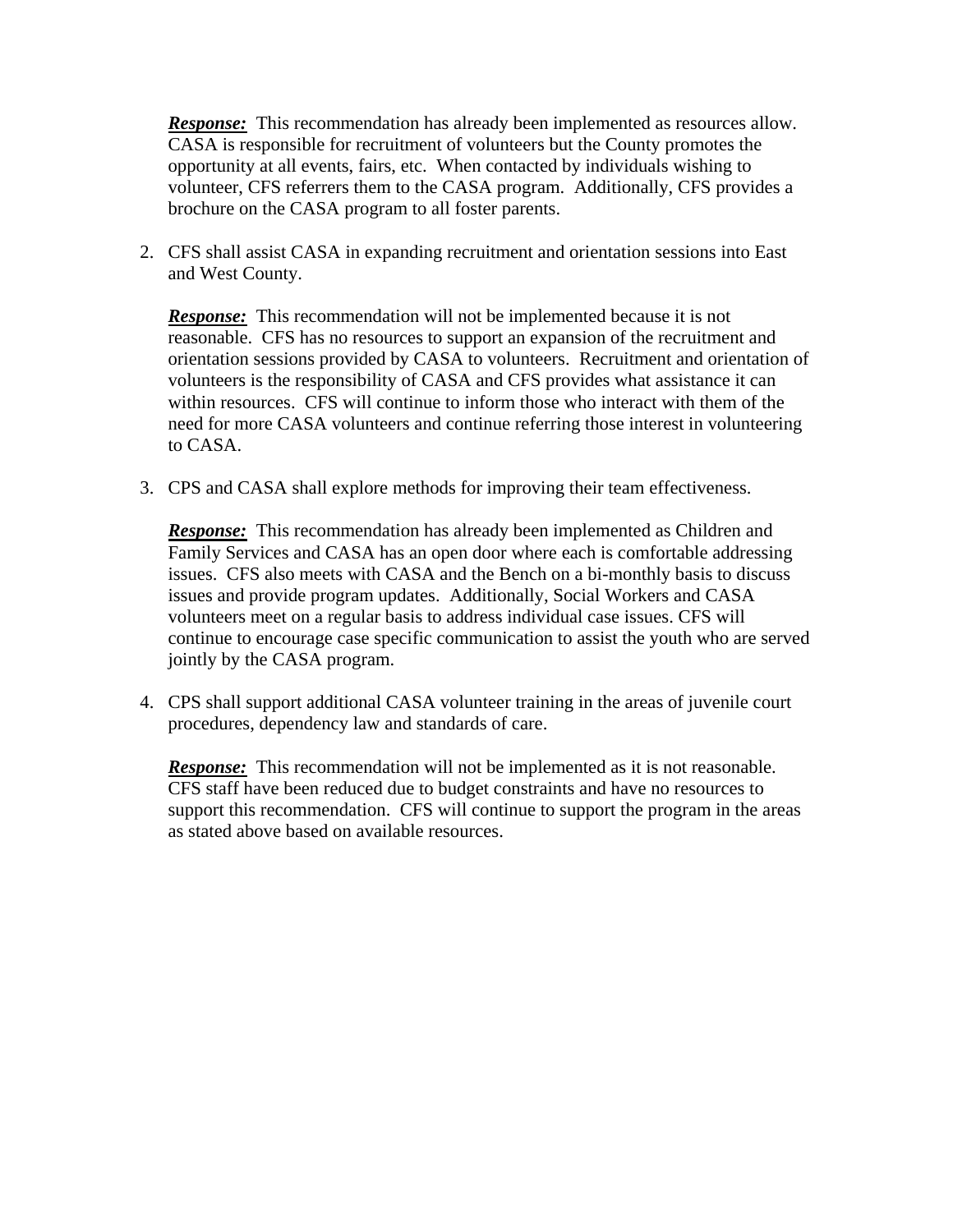***Response:*** This recommendation has already been implemented as resources allow. CASA is responsible for recruitment of volunteers but the County promotes the opportunity at all events, fairs, etc. When contacted by individuals wishing to volunteer, CFS referrers them to the CASA program. Additionally, CFS provides a brochure on the CASA program to all foster parents.

2. CFS shall assist CASA in expanding recruitment and orientation sessions into East and West County.

   ***Response:*** This recommendation will not be implemented because it is not reasonable. CFS has no resources to support an expansion of the recruitment and orientation sessions provided by CASA to volunteers. Recruitment and orientation of volunteers is the responsibility of CASA and CFS provides what assistance it can within resources. CFS will continue to inform those who interact with them of the need for more CASA volunteers and continue referring those interest in volunteering to CASA.

3. CPS and CASA shall explore methods for improving their team effectiveness.

   ***Response:*** This recommendation has already been implemented as Children and Family Services and CASA has an open door where each is comfortable addressing issues. CFS also meets with CASA and the Bench on a bi-monthly basis to discuss issues and provide program updates. Additionally, Social Workers and CASA volunteers meet on a regular basis to address individual case issues. CFS will continue to encourage case specific communication to assist the youth who are served jointly by the CASA program.

4. CPS shall support additional CASA volunteer training in the areas of juvenile court procedures, dependency law and standards of care.

   ***Response:*** This recommendation will not be implemented as it is not reasonable. CFS staff have been reduced due to budget constraints and have no resources to support this recommendation. CFS will continue to support the program in the areas as stated above based on available resources.